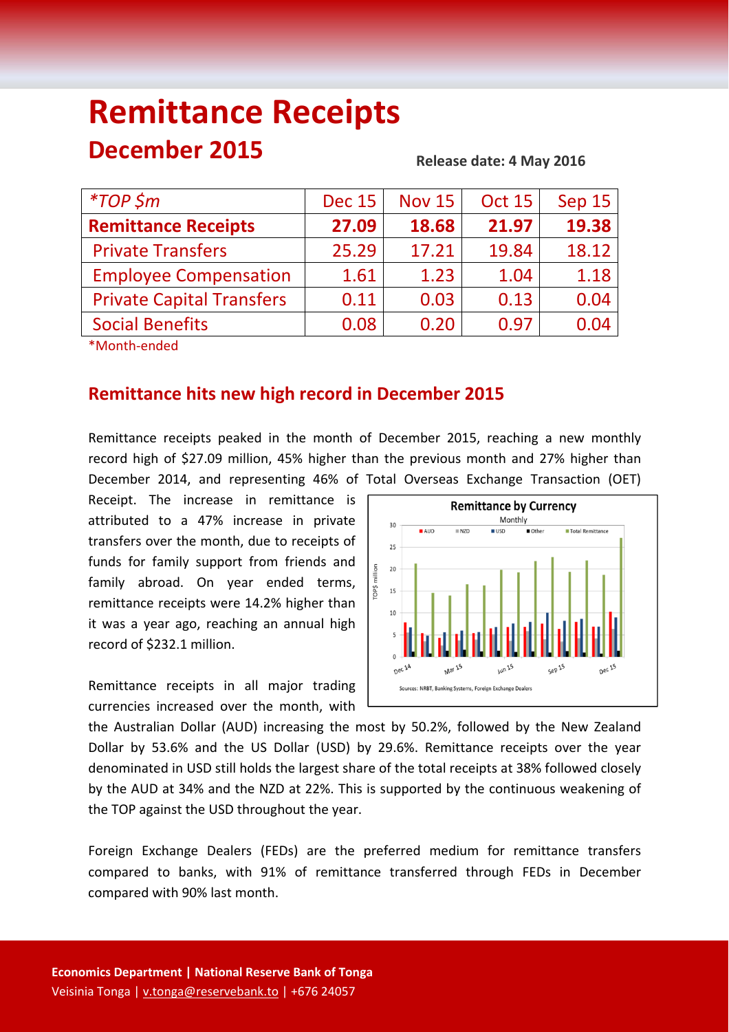# Remittance Receipts

## December 2015

**Release date: 4 May 2016**

| *TOP $m | Dec 15 | Nov 15 | Oct 15 | Sep 15 |
|---|---|---|---|---|
| **Remittance Receipts** | **27.09** | **18.68** | **21.97** | **19.38** |
| Private Transfers | 25.29 | 17.21 | 19.84 | 18.12 |
| Employee Compensation | 1.61 | 1.23 | 1.04 | 1.18 |
| Private Capital Transfers | 0.11 | 0.03 | 0.13 | 0.04 |
| Social Benefits | 0.08 | 0.20 | 0.97 | 0.04 |

*Month-ended

### Remittance hits new high record in December 2015

Remittance receipts peaked in the month of December 2015, reaching a new monthly record high of $27.09 million, 45% higher than the previous month and 27% higher than December 2014, and representing 46% of Total Overseas Exchange Transaction (OET) Receipt. The increase in remittance is attributed to a 47% increase in private transfers over the month, due to receipts of funds for family support from friends and family abroad. On year ended terms, remittance receipts were 14.2% higher than it was a year ago, reaching an annual high record of $232.1 million.

Remittance receipts in all major trading currencies increased over the month, with the Australian Dollar (AUD) increasing the most by 50.2%, followed by the New Zealand Dollar by 53.6% and the US Dollar (USD) by 29.6%. Remittance receipts over the year denominated in USD still holds the largest share of the total receipts at 38% followed closely by the AUD at 34% and the NZD at 22%. This is supported by the continuous weakening of the TOP against the USD throughout the year.

Foreign Exchange Dealers (FEDs) are the preferred medium for remittance transfers compared to banks, with 91% of remittance transferred through FEDs in December compared with 90% last month.

**Economics Department | National Reserve Bank of Tonga**

Veisinia Tonga | v.tonga@reservebank.to | +676 24057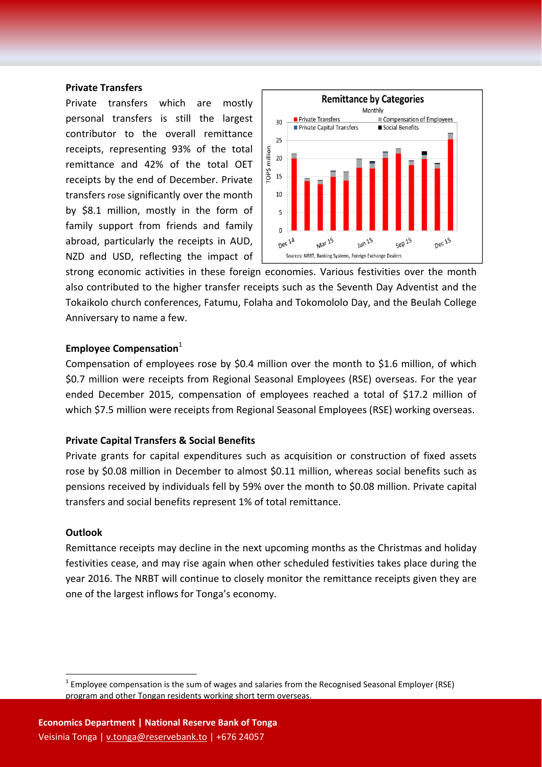### Private Transfers

Private transfers which are mostly personal transfers is still the largest contributor to the overall remittance receipts, representing 93% of the total remittance and 42% of the total OET receipts by the end of December. Private transfers rose significantly over the month by $8.1 million, mostly in the form of family support from friends and family abroad, particularly the receipts in AUD, NZD and USD, reflecting the impact of strong economic activities in these foreign economies. Various festivities over the month also contributed to the higher transfer receipts such as the Seventh Day Adventist and the Tokaikolo church conferences, Fatumu, Folaha and Tokomololo Day, and the Beulah College Anniversary to name a few.

### Employee Compensation[1]

Compensation of employees rose by $0.4 million over the month to $1.6 million, of which $0.7 million were receipts from Regional Seasonal Employees (RSE) overseas. For the year ended December 2015, compensation of employees reached a total of $17.2 million of which $7.5 million were receipts from Regional Seasonal Employees (RSE) working overseas.

### Private Capital Transfers & Social Benefits

Private grants for capital expenditures such as acquisition or construction of fixed assets rose by $0.08 million in December to almost $0.11 million, whereas social benefits such as pensions received by individuals fell by 59% over the month to $0.08 million. Private capital transfers and social benefits represent 1% of total remittance.

### Outlook

Remittance receipts may decline in the next upcoming months as the Christmas and holiday festivities cease, and may rise again when other scheduled festivities takes place during the year 2016. The NRBT will continue to closely monitor the remittance receipts given they are one of the largest inflows for Tonga's economy.

[1] Employee compensation is the sum of wages and salaries from the Recognised Seasonal Employer (RSE) program and other Tongan residents working short term overseas.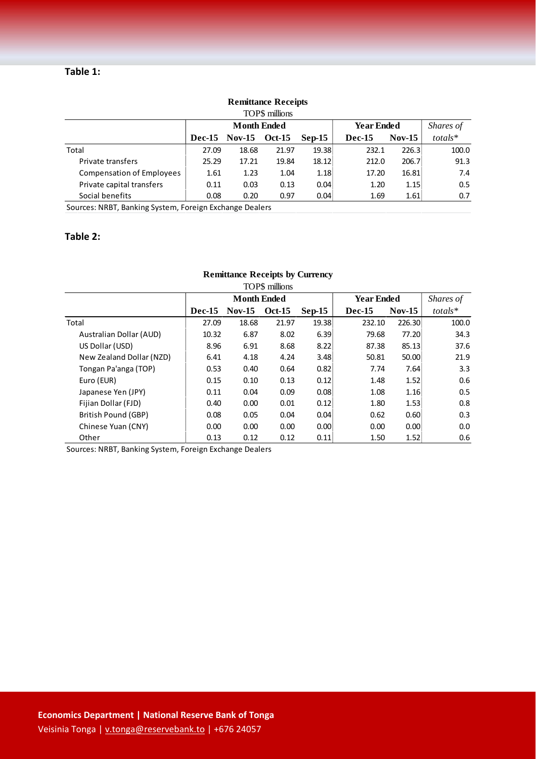**Table 1:**

**Remittance Receipts**
TOP$ millions

| | Month Ended | | | | Year Ended | | *Shares of* |
|---|---|---|---|---|---|---|---|
| | **Dec-15** | **Nov-15** | **Oct-15** | **Sep-15** | **Dec-15** | **Nov-15** | *totals** |
| Total | 27.09 | 18.68 | 21.97 | 19.38 | 232.1 | 226.3 | 100.0 |
| Private transfers | 25.29 | 17.21 | 19.84 | 18.12 | 212.0 | 206.7 | 91.3 |
| Compensation of Employees | 1.61 | 1.23 | 1.04 | 1.18 | 17.20 | 16.81 | 7.4 |
| Private capital transfers | 0.11 | 0.03 | 0.13 | 0.04 | 1.20 | 1.15 | 0.5 |
| Social benefits | 0.08 | 0.20 | 0.97 | 0.04 | 1.69 | 1.61 | 0.7 |

Sources: NRBT, Banking System, Foreign Exchange Dealers

**Table 2:**

**Remittance Receipts by Currency**
TOP$ millions

| | Month Ended | | | | Year Ended | | *Shares of* |
|---|---|---|---|---|---|---|---|
| | **Dec-15** | **Nov-15** | **Oct-15** | **Sep-15** | **Dec-15** | **Nov-15** | *totals** |
| Total | 27.09 | 18.68 | 21.97 | 19.38 | 232.10 | 226.30 | 100.0 |
| Australian Dollar (AUD) | 10.32 | 6.87 | 8.02 | 6.39 | 79.68 | 77.20 | 34.3 |
| US Dollar (USD) | 8.96 | 6.91 | 8.68 | 8.22 | 87.38 | 85.13 | 37.6 |
| New Zealand Dollar (NZD) | 6.41 | 4.18 | 4.24 | 3.48 | 50.81 | 50.00 | 21.9 |
| Tongan Pa'anga (TOP) | 0.53 | 0.40 | 0.64 | 0.82 | 7.74 | 7.64 | 3.3 |
| Euro (EUR) | 0.15 | 0.10 | 0.13 | 0.12 | 1.48 | 1.52 | 0.6 |
| Japanese Yen (JPY) | 0.11 | 0.04 | 0.09 | 0.08 | 1.08 | 1.16 | 0.5 |
| Fijian Dollar (FJD) | 0.40 | 0.00 | 0.01 | 0.12 | 1.80 | 1.53 | 0.8 |
| British Pound (GBP) | 0.08 | 0.05 | 0.04 | 0.04 | 0.62 | 0.60 | 0.3 |
| Chinese Yuan (CNY) | 0.00 | 0.00 | 0.00 | 0.00 | 0.00 | 0.00 | 0.0 |
| Other | 0.13 | 0.12 | 0.12 | 0.11 | 1.50 | 1.52 | 0.6 |

Sources: NRBT, Banking System, Foreign Exchange Dealers

**Economics Department | National Reserve Bank of Tonga**
Veisinia Tonga | v.tonga@reservebank.to | +676 24057